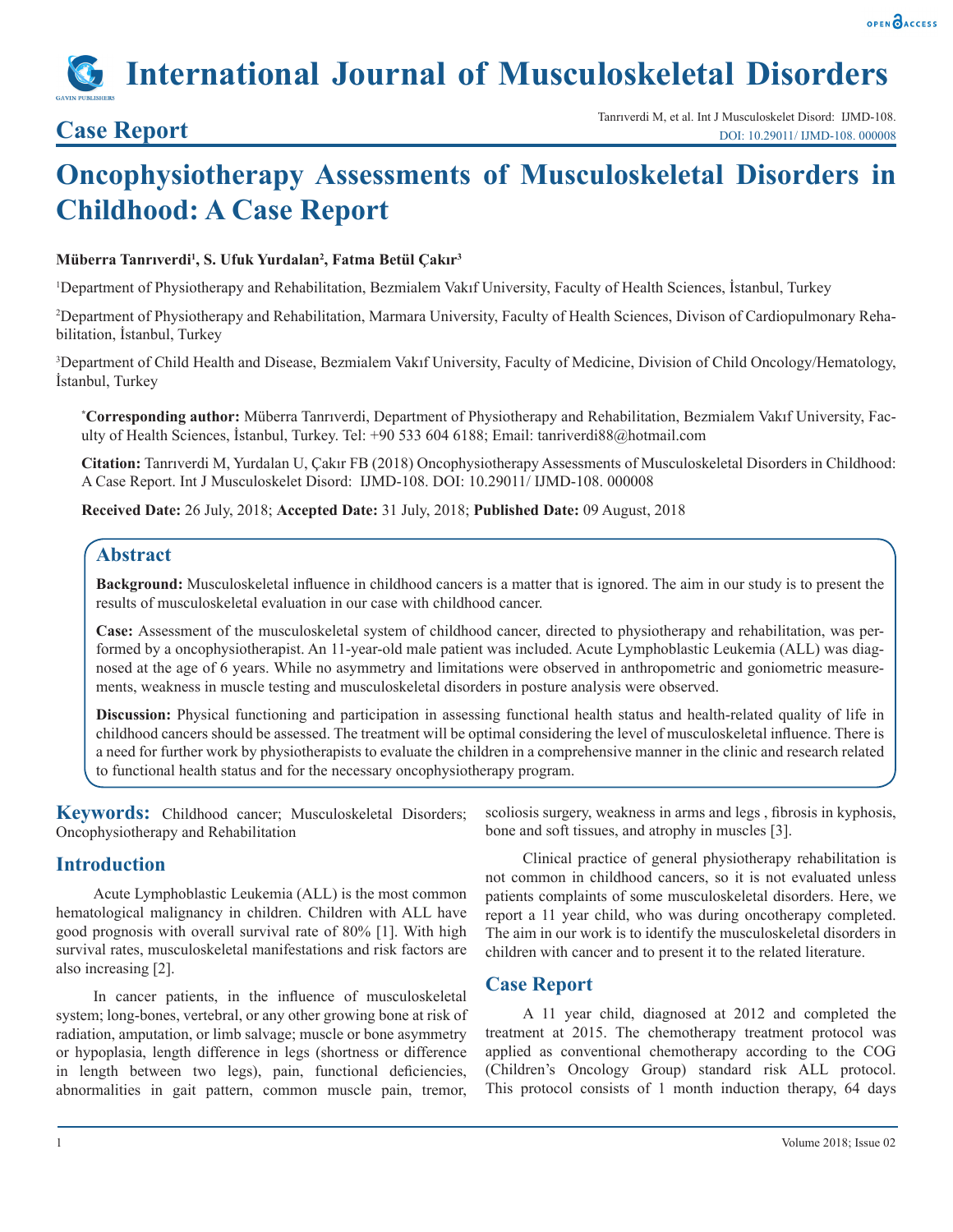# Case Report

# Oncophysiotherapy Assessments of Musculoskeletal Disorders in Childhood: A Case Report

**Müberra Tanrıverdi[1], S. Ufuk Yurdalan[2], Fatma Betül Çakır[3]**

[1]Department of Physiotherapy and Rehabilitation, Bezmialem Vakıf University, Faculty of Health Sciences, İstanbul, Turkey

[2]Department of Physiotherapy and Rehabilitation, Marmara University, Faculty of Health Sciences, Divison of Cardiopulmonary Rehabilitation, İstanbul, Turkey

[3]Department of Child Health and Disease, Bezmialem Vakıf University, Faculty of Medicine, Division of Child Oncology/Hematology, İstanbul, Turkey

**\*Corresponding author:** Müberra Tanrıverdi, Department of Physiotherapy and Rehabilitation, Bezmialem Vakıf University, Faculty of Health Sciences, İstanbul, Turkey. Tel: +90 533 604 6188; Email: tanriverdi88@hotmail.com

**Citation:** Tanrıverdi M, Yurdalan U, Çakır FB (2018) Oncophysiotherapy Assessments of Musculoskeletal Disorders in Childhood: A Case Report. Int J Musculoskelet Disord: IJMD-108. DOI: 10.29011/ IJMD-108. 000008

**Received Date:** 26 July, 2018; **Accepted Date:** 31 July, 2018; **Published Date:** 09 August, 2018

## Abstract

**Background:** Musculoskeletal influence in childhood cancers is a matter that is ignored. The aim in our study is to present the results of musculoskeletal evaluation in our case with childhood cancer.

**Case:** Assessment of the musculoskeletal system of childhood cancer, directed to physiotherapy and rehabilitation, was performed by a oncophysiotherapist. An 11-year-old male patient was included. Acute Lymphoblastic Leukemia (ALL) was diagnosed at the age of 6 years. While no asymmetry and limitations were observed in anthropometric and goniometric measurements, weakness in muscle testing and musculoskeletal disorders in posture analysis were observed.

**Discussion:** Physical functioning and participation in assessing functional health status and health-related quality of life in childhood cancers should be assessed. The treatment will be optimal considering the level of musculoskeletal influence. There is a need for further work by physiotherapists to evaluate the children in a comprehensive manner in the clinic and research related to functional health status and for the necessary oncophysiotherapy program.

**Keywords:** Childhood cancer; Musculoskeletal Disorders; Oncophysiotherapy and Rehabilitation

## Introduction

Acute Lymphoblastic Leukemia (ALL) is the most common hematological malignancy in children. Children with ALL have good prognosis with overall survival rate of 80% [1]. With high survival rates, musculoskeletal manifestations and risk factors are also increasing [2].

In cancer patients, in the influence of musculoskeletal system; long-bones, vertebral, or any other growing bone at risk of radiation, amputation, or limb salvage; muscle or bone asymmetry or hypoplasia, length difference in legs (shortness or difference in length between two legs), pain, functional deficiencies, abnormalities in gait pattern, common muscle pain, tremor, scoliosis surgery, weakness in arms and legs , fibrosis in kyphosis, bone and soft tissues, and atrophy in muscles [3].

Clinical practice of general physiotherapy rehabilitation is not common in childhood cancers, so it is not evaluated unless patients complaints of some musculoskeletal disorders. Here, we report a 11 year child, who was during oncotherapy completed. The aim in our work is to identify the musculoskeletal disorders in children with cancer and to present it to the related literature.

## Case Report

A 11 year child, diagnosed at 2012 and completed the treatment at 2015. The chemotherapy treatment protocol was applied as conventional chemotherapy according to the COG (Children's Oncology Group) standard risk ALL protocol. This protocol consists of 1 month induction therapy, 64 days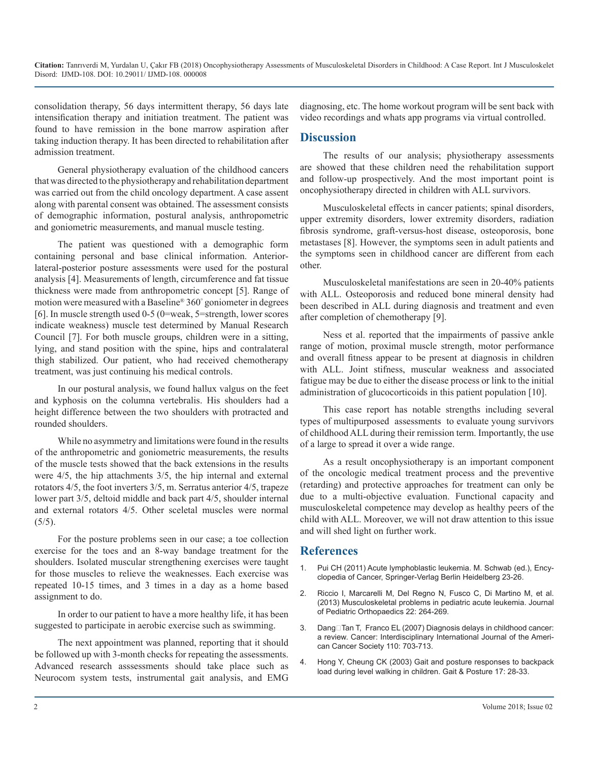consolidation therapy, 56 days intermittent therapy, 56 days late intensification therapy and initiation treatment. The patient was found to have remission in the bone marrow aspiration after taking induction therapy. It has been directed to rehabilitation after admission treatment.

General physiotherapy evaluation of the childhood cancers that was directed to the physiotherapy and rehabilitation department was carried out from the child oncology department. A case assent along with parental consent was obtained. The assessment consists of demographic information, postural analysis, anthropometric and goniometric measurements, and manual muscle testing.

The patient was questioned with a demographic form containing personal and base clinical information. Anterior-lateral-posterior posture assessments were used for the postural analysis [4]. Measurements of length, circumference and fat tissue thickness were made from anthropometric concept [5]. Range of motion were measured with a Baseline® 360° goniometer in degrees [6]. In muscle strength used 0-5 (0=weak, 5=strength, lower scores indicate weakness) muscle test determined by Manual Research Council [7]. For both muscle groups, children were in a sitting, lying, and stand position with the spine, hips and contralateral thigh stabilized. Our patient, who had received chemotherapy treatment, was just continuing his medical controls.

In our postural analysis, we found hallux valgus on the feet and kyphosis on the columna vertebralis. His shoulders had a height difference between the two shoulders with protracted and rounded shoulders.

While no asymmetry and limitations were found in the results of the anthropometric and goniometric measurements, the results of the muscle tests showed that the back extensions in the results were 4/5, the hip attachments 3/5, the hip internal and external rotators 4/5, the foot inverters 3/5, m. Serratus anterior 4/5, trapeze lower part 3/5, deltoid middle and back part 4/5, shoulder internal and external rotators 4/5. Other sceletal muscles were normal (5/5).

For the posture problems seen in our case; a toe collection exercise for the toes and an 8-way bandage treatment for the shoulders. Isolated muscular strengthening exercises were taught for those muscles to relieve the weaknesses. Each exercise was repeated 10-15 times, and 3 times in a day as a home based assignment to do.

In order to our patient to have a more healthy life, it has been suggested to participate in aerobic exercise such as swimming.

The next appointment was planned, reporting that it should be followed up with 3-month checks for repeating the assessments. Advanced research asssessments should take place such as Neurocom system tests, instrumental gait analysis, and EMG diagnosing, etc. The home workout program will be sent back with video recordings and whats app programs via virtual controlled.

## Discussion

The results of our analysis; physiotherapy assessments are showed that these children need the rehabilitation support and follow-up prospectively. And the most important point is oncophysiotherapy directed in children with ALL survivors.

Musculoskeletal effects in cancer patients; spinal disorders, upper extremity disorders, lower extremity disorders, radiation fibrosis syndrome, graft-versus-host disease, osteoporosis, bone metastases [8]. However, the symptoms seen in adult patients and the symptoms seen in childhood cancer are different from each other.

Musculoskeletal manifestations are seen in 20-40% patients with ALL. Osteoporosis and reduced bone mineral density had been described in ALL during diagnosis and treatment and even after completion of chemotherapy [9].

Ness et al. reported that the impairments of passive ankle range of motion, proximal muscle strength, motor performance and overall fitness appear to be present at diagnosis in children with ALL. Joint stifness, muscular weakness and associated fatigue may be due to either the disease process or link to the initial administration of glucocorticoids in this patient population [10].

This case report has notable strengths including several types of multipurposed assessments to evaluate young survivors of childhood ALL during their remission term. Importantly, the use of a large to spread it over a wide range.

As a result oncophysiotherapy is an important component of the oncologic medical treatment process and the preventive (retarding) and protective approaches for treatment can only be due to a multi-objective evaluation. Functional capacity and musculoskeletal competence may develop as healthy peers of the child with ALL. Moreover, we will not draw attention to this issue and will shed light on further work.

## References

1. Pui CH (2011) Acute lymphoblastic leukemia. M. Schwab (ed.), Encyclopedia of Cancer, Springer-Verlag Berlin Heidelberg 23-26.
2. Riccio I, Marcarelli M, Del Regno N, Fusco C, Di Martino M, et al. (2013) Musculoskeletal problems in pediatric acute leukemia. Journal of Pediatric Orthopaedics 22: 264-269.
3. Dang□Tan T, Franco EL (2007) Diagnosis delays in childhood cancer: a review. Cancer: Interdisciplinary International Journal of the American Cancer Society 110: 703-713.
4. Hong Y, Cheung CK (2003) Gait and posture responses to backpack load during level walking in children. Gait & Posture 17: 28-33.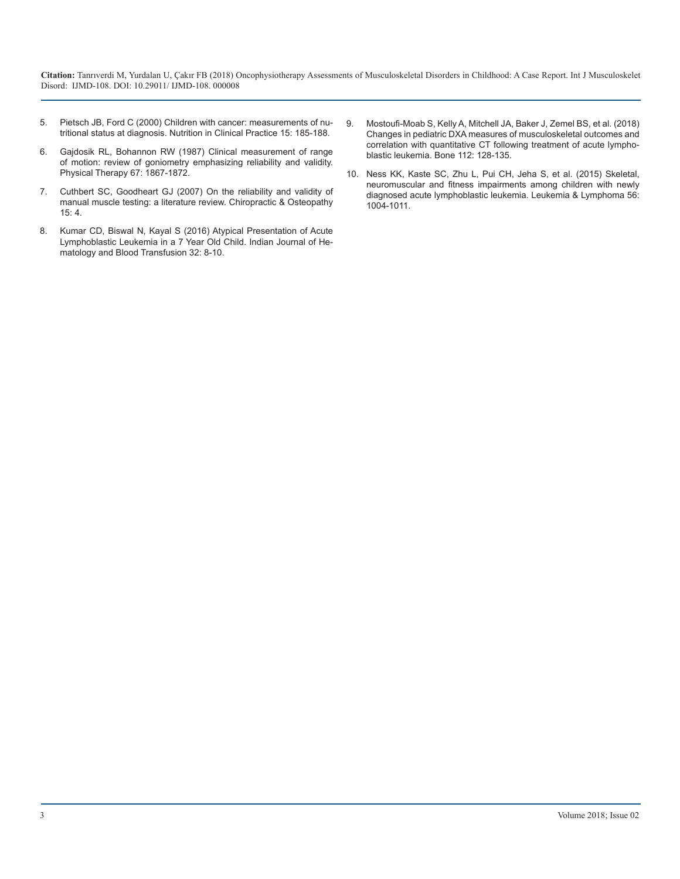5. Pietsch JB, Ford C (2000) Children with cancer: measurements of nutritional status at diagnosis. Nutrition in Clinical Practice 15: 185-188.

6. Gajdosik RL, Bohannon RW (1987) Clinical measurement of range of motion: review of goniometry emphasizing reliability and validity. Physical Therapy 67: 1867-1872.

7. Cuthbert SC, Goodheart GJ (2007) On the reliability and validity of manual muscle testing: a literature review. Chiropractic & Osteopathy 15: 4.

8. Kumar CD, Biswal N, Kayal S (2016) Atypical Presentation of Acute Lymphoblastic Leukemia in a 7 Year Old Child. Indian Journal of Hematology and Blood Transfusion 32: 8-10.

9. Mostoufi-Moab S, Kelly A, Mitchell JA, Baker J, Zemel BS, et al. (2018) Changes in pediatric DXA measures of musculoskeletal outcomes and correlation with quantitative CT following treatment of acute lymphoblastic leukemia. Bone 112: 128-135.

10. Ness KK, Kaste SC, Zhu L, Pui CH, Jeha S, et al. (2015) Skeletal, neuromuscular and fitness impairments among children with newly diagnosed acute lymphoblastic leukemia. Leukemia & Lymphoma 56: 1004-1011.